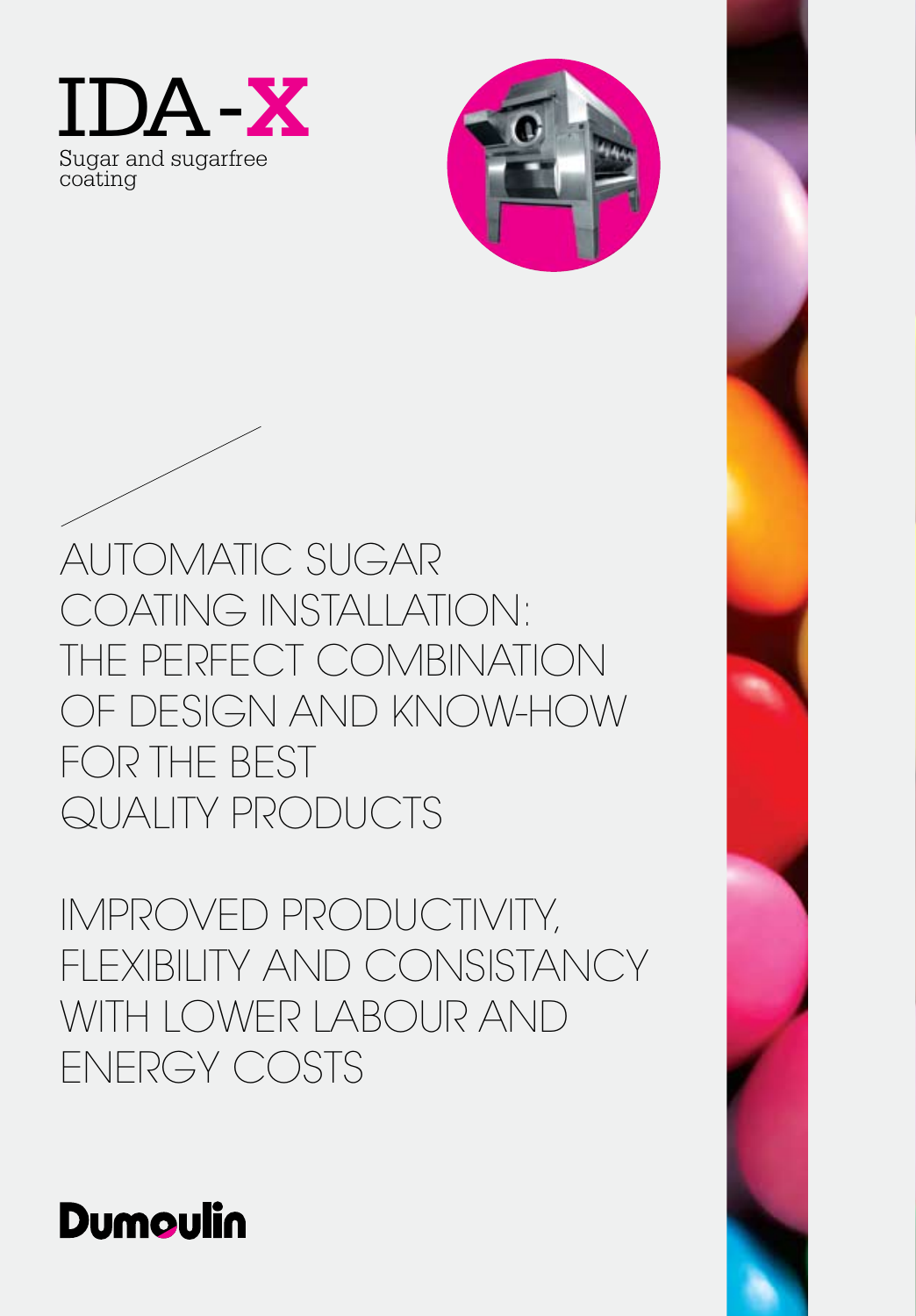# IDA-X

Sugar and sugarfree coating

## AUTOMATIC SUGAR COATING INSTALLATION: THE PERFECT COMBINATION OF DESIGN AND KNOW-HOW FOR THE BEST QUALITY PRODUCTS

## IMPROVED PRODUCTIVITY, FLEXIBILITY AND CONSISTANCY WITH LOWER LABOUR AND ENERGY COSTS

Dumoulin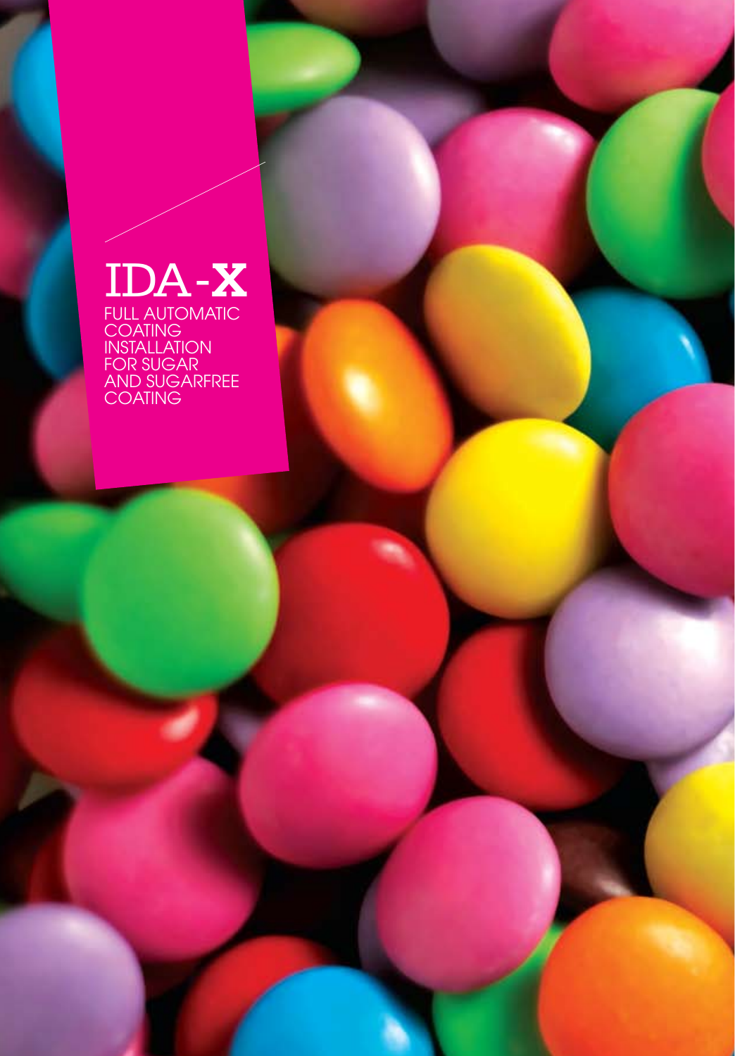# IDA-X

FULL AUTOMATIC COATING INSTALLATION FOR SUGAR AND SUGARFREE COATING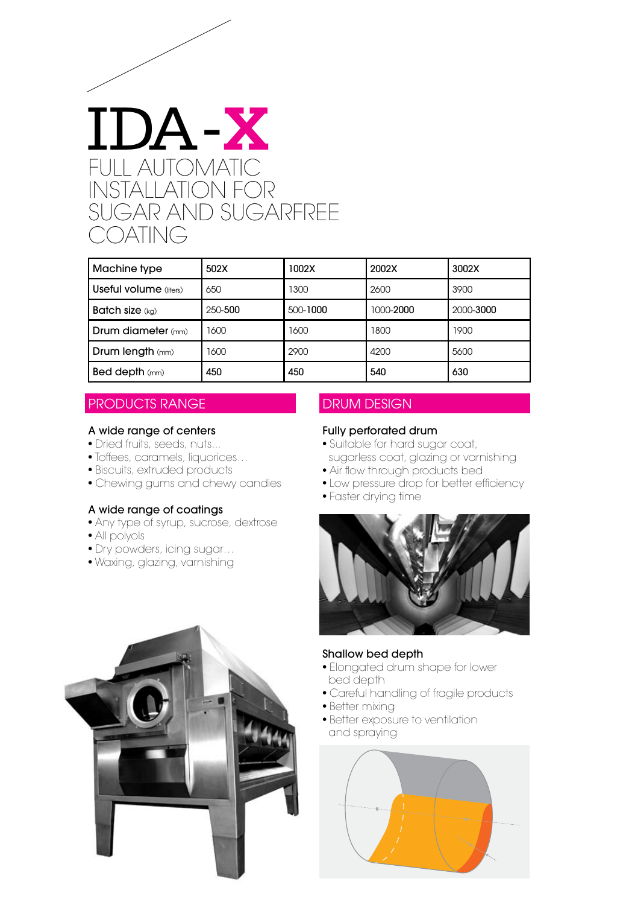# IDA-X

## FULL AUTOMATIC INSTALLATION FOR SUGAR AND SUGARFREE COATING

| Machine type | 502X | 1002X | 2002X | 3002X |
|---|---|---|---|---|
| Useful volume (liters) | 650 | 1300 | 2600 | 3900 |
| Batch size (kg) | 250-**500** | 500-**1000** | 1000-**2000** | 2000-**3000** |
| Drum diameter (mm) | 1600 | 1600 | 1800 | 1900 |
| Drum length (mm) | 1600 | 2900 | 4200 | 5600 |
| Bed depth (mm) | 450 | 450 | 540 | 630 |

## PRODUCTS RANGE

### A wide range of centers

- Dried fruits, seeds, nuts...
- Toffees, caramels, liquorices…
- Biscuits, extruded products
- Chewing gums and chewy candies

### A wide range of coatings

- Any type of syrup, sucrose, dextrose
- All polyols
- Dry powders, icing sugar…
- Waxing, glazing, varnishing

## DRUM DESIGN

### Fully perforated drum

- Suitable for hard sugar coat, sugarless coat, glazing or varnishing
- Air flow through products bed
- Low pressure drop for better efficiency
- Faster drying time

### Shallow bed depth

- Elongated drum shape for lower bed depth
- Careful handling of fragile products
- Better mixing
- Better exposure to ventilation and spraying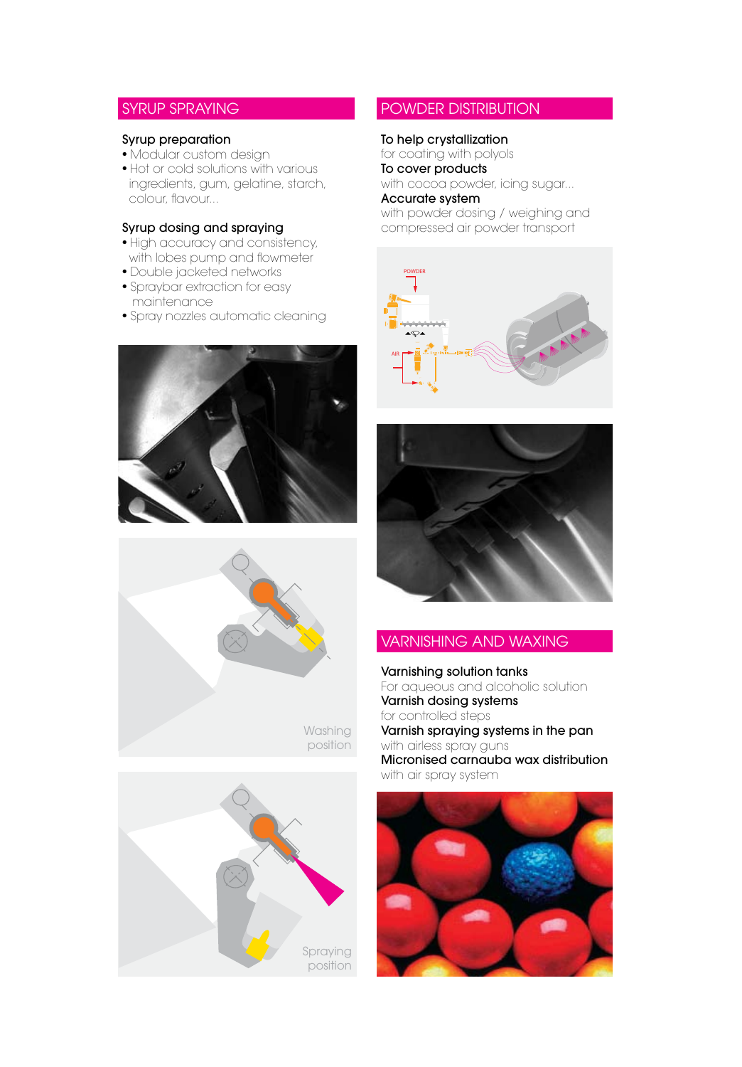## SYRUP SPRAYING

**Syrup preparation**

- Modular custom design
- Hot or cold solutions with various ingredients, gum, gelatine, starch, colour, flavour...

**Syrup dosing and spraying**

- High accuracy and consistency, with lobes pump and flowmeter
- Double jacketed networks
- Spraybar extraction for easy maintenance
- Spray nozzles automatic cleaning

Washing position

Spraying position

## POWDER DISTRIBUTION

**To help crystallization**
for coating with polyols

**To cover products**
with cocoa powder, icing sugar...

**Accurate system**
with powder dosing / weighing and compressed air powder transport

## VARNISHING AND WAXING

**Varnishing solution tanks**
For aqueous and alcoholic solution

**Varnish dosing systems**
for controlled steps

**Varnish spraying systems in the pan**
with airless spray guns

**Micronised carnauba wax distribution**
with air spray system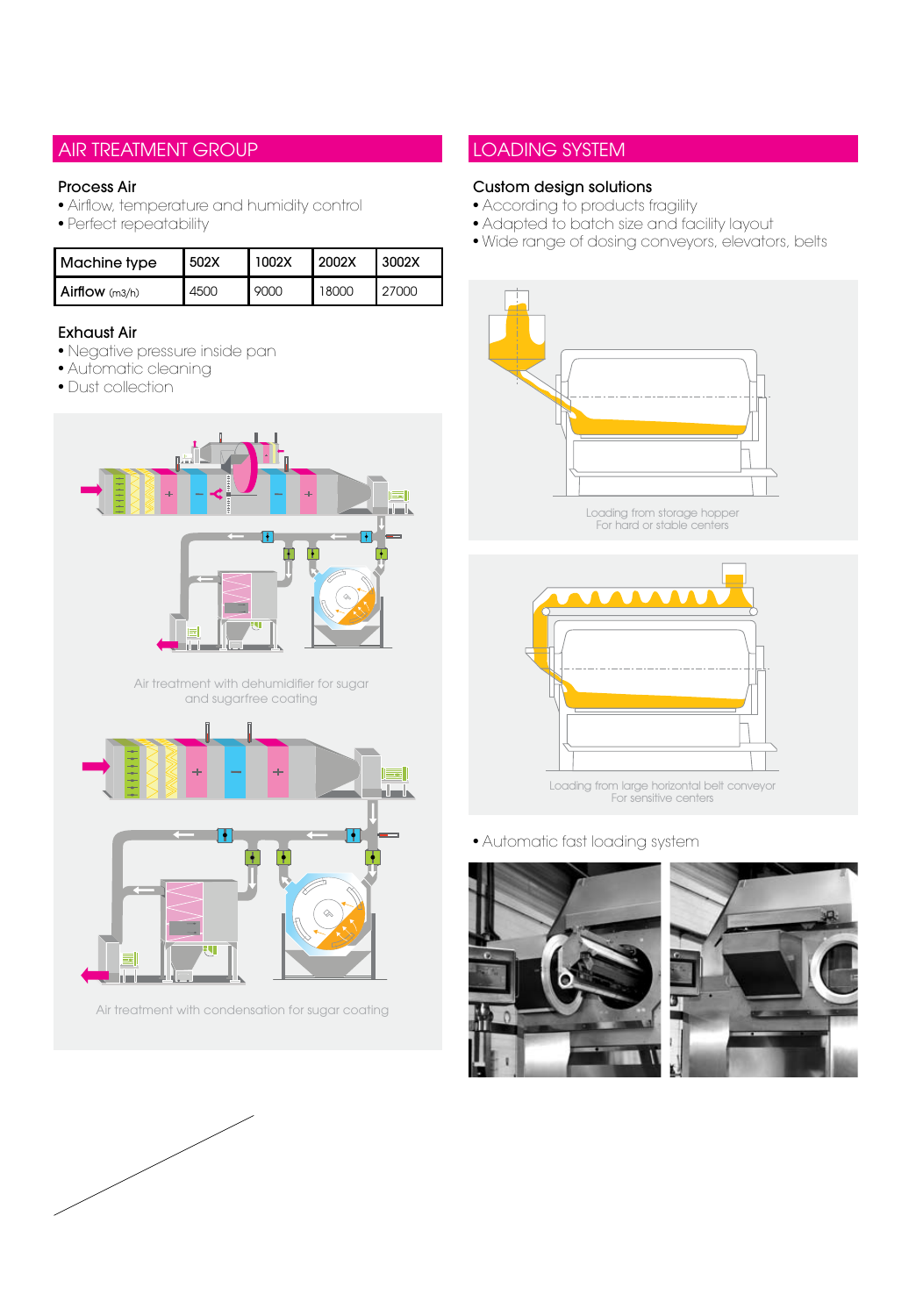## AIR TREATMENT GROUP

### Process Air

- Airflow, temperature and humidity control
- Perfect repeatability

| Machine type | 502X | 1002X | 2002X | 3002X |
|---|---|---|---|---|
| Airflow (m3/h) | 4500 | 9000 | 18000 | 27000 |

### Exhaust Air

- Negative pressure inside pan
- Automatic cleaning
- Dust collection

Air treatment with dehumidifier for sugar and sugarfree coating

Air treatment with condensation for sugar coating

## LOADING SYSTEM

### Custom design solutions

- According to products fragility
- Adapted to batch size and facility layout
- Wide range of dosing conveyors, elevators, belts

Loading from storage hopper
For hard or stable centers

Loading from large horizontal belt conveyor
For sensitive centers

- Automatic fast loading system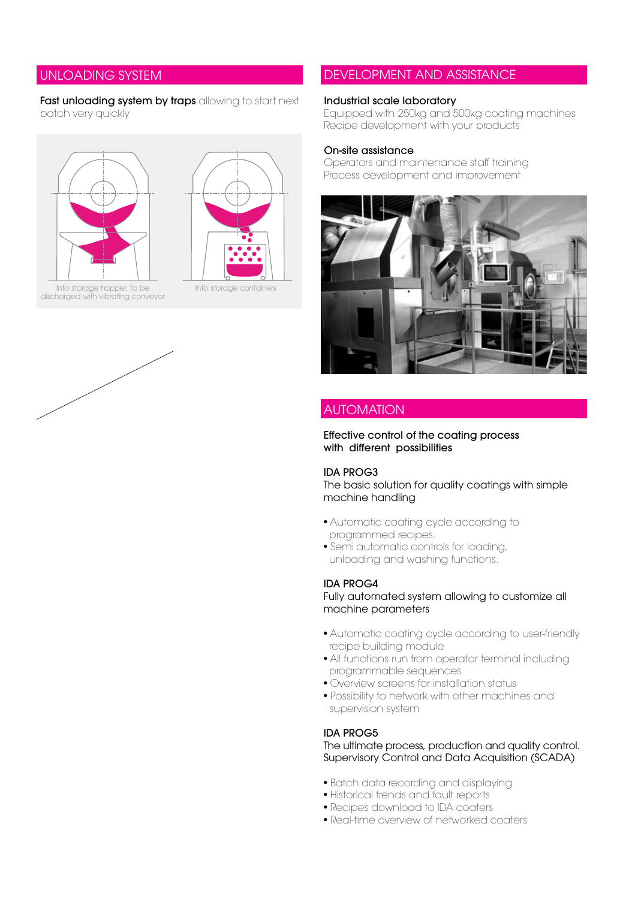## UNLOADING SYSTEM

**Fast unloading system by traps** allowing to start next batch very quickly

Into storage hopper, to be discharged with vibrating conveyor

Into storage containers

## DEVELOPMENT AND ASSISTANCE

**Industrial scale laboratory**
Equipped with 250kg and 500kg coating machines
Recipe development with your products

**On-site assistance**
Operators and maintenance staff training
Process development and improvement

## AUTOMATION

**Effective control of the coating process with different possibilities**

**IDA PROG3**
The basic solution for quality coatings with simple machine handling

- Automatic coating cycle according to programmed recipes.
- Semi automatic controls for loading, unloading and washing functions.

**IDA PROG4**
Fully automated system allowing to customize all machine parameters

- Automatic coating cycle according to user-friendly recipe building module
- All functions run from operator terminal including programmable sequences
- Overview screens for installation status
- Possibility to network with other machines and supervision system

**IDA PROG5**
The ultimate process, production and quality control. Supervisory Control and Data Acquisition (SCADA)

- Batch data recording and displaying
- Historical trends and fault reports
- Recipes download to IDA coaters
- Real-time overview of networked coaters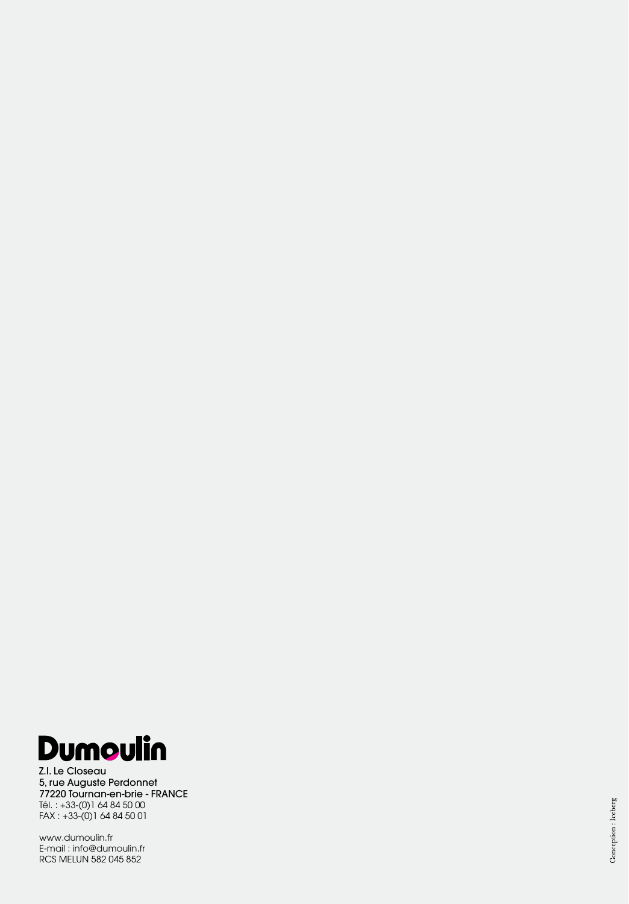**Dumoulin**

Z.I. Le Closeau
5, rue Auguste Perdonnet
77220 Tournan-en-brie - FRANCE
Tél. : +33-(0)1 64 84 50 00
FAX : +33-(0)1 64 84 50 01

www.dumoulin.fr
E-mail : info@dumoulin.fr
RCS MELUN 582 045 852

Conception : Iceberg